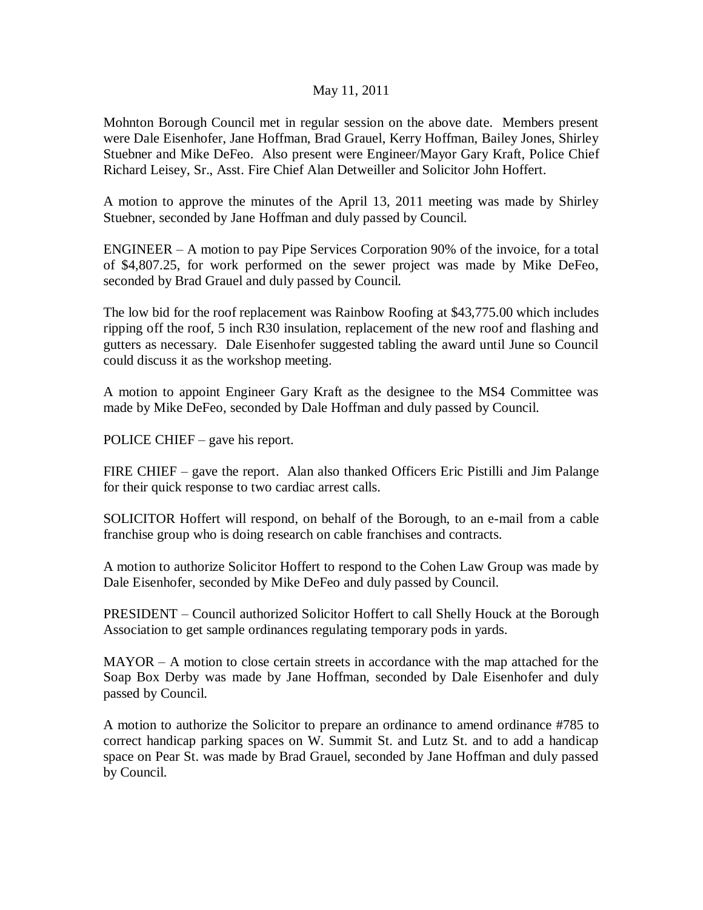May 11, 2011

Mohnton Borough Council met in regular session on the above date. Members present were Dale Eisenhofer, Jane Hoffman, Brad Grauel, Kerry Hoffman, Bailey Jones, Shirley Stuebner and Mike DeFeo. Also present were Engineer/Mayor Gary Kraft, Police Chief Richard Leisey, Sr., Asst. Fire Chief Alan Detweiller and Solicitor John Hoffert.

A motion to approve the minutes of the April 13, 2011 meeting was made by Shirley Stuebner, seconded by Jane Hoffman and duly passed by Council.

ENGINEER – A motion to pay Pipe Services Corporation 90% of the invoice, for a total of $4,807.25, for work performed on the sewer project was made by Mike DeFeo, seconded by Brad Grauel and duly passed by Council.

The low bid for the roof replacement was Rainbow Roofing at $43,775.00 which includes ripping off the roof, 5 inch R30 insulation, replacement of the new roof and flashing and gutters as necessary. Dale Eisenhofer suggested tabling the award until June so Council could discuss it as the workshop meeting.

A motion to appoint Engineer Gary Kraft as the designee to the MS4 Committee was made by Mike DeFeo, seconded by Dale Hoffman and duly passed by Council.

POLICE CHIEF – gave his report.

FIRE CHIEF – gave the report. Alan also thanked Officers Eric Pistilli and Jim Palange for their quick response to two cardiac arrest calls.

SOLICITOR Hoffert will respond, on behalf of the Borough, to an e-mail from a cable franchise group who is doing research on cable franchises and contracts.

A motion to authorize Solicitor Hoffert to respond to the Cohen Law Group was made by Dale Eisenhofer, seconded by Mike DeFeo and duly passed by Council.

PRESIDENT – Council authorized Solicitor Hoffert to call Shelly Houck at the Borough Association to get sample ordinances regulating temporary pods in yards.

MAYOR – A motion to close certain streets in accordance with the map attached for the Soap Box Derby was made by Jane Hoffman, seconded by Dale Eisenhofer and duly passed by Council.

A motion to authorize the Solicitor to prepare an ordinance to amend ordinance #785 to correct handicap parking spaces on W. Summit St. and Lutz St. and to add a handicap space on Pear St. was made by Brad Grauel, seconded by Jane Hoffman and duly passed by Council.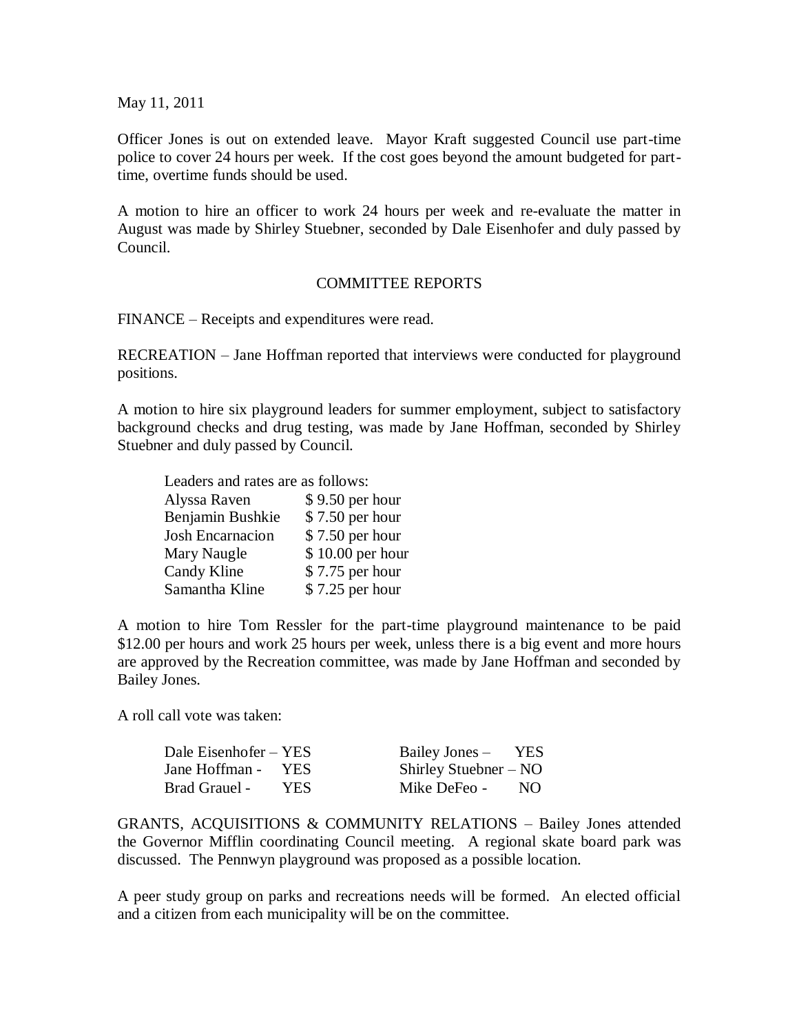May 11, 2011

Officer Jones is out on extended leave. Mayor Kraft suggested Council use part-time police to cover 24 hours per week. If the cost goes beyond the amount budgeted for part-time, overtime funds should be used.

A motion to hire an officer to work 24 hours per week and re-evaluate the matter in August was made by Shirley Stuebner, seconded by Dale Eisenhofer and duly passed by Council.

## COMMITTEE REPORTS

FINANCE – Receipts and expenditures were read.

RECREATION – Jane Hoffman reported that interviews were conducted for playground positions.

A motion to hire six playground leaders for summer employment, subject to satisfactory background checks and drug testing, was made by Jane Hoffman, seconded by Shirley Stuebner and duly passed by Council.

Leaders and rates are as follows:

| | |
|---|---|
| Alyssa Raven | $ 9.50 per hour |
| Benjamin Bushkie | $ 7.50 per hour |
| Josh Encarnacion | $ 7.50 per hour |
| Mary Naugle | $ 10.00 per hour |
| Candy Kline | $ 7.75 per hour |
| Samantha Kline | $ 7.25 per hour |

A motion to hire Tom Ressler for the part-time playground maintenance to be paid $12.00 per hours and work 25 hours per week, unless there is a big event and more hours are approved by the Recreation committee, was made by Jane Hoffman and seconded by Bailey Jones.

A roll call vote was taken:

| | |
|---|---|
| Dale Eisenhofer – YES | Bailey Jones – YES |
| Jane Hoffman - YES | Shirley Stuebner – NO |
| Brad Grauel - YES | Mike DeFeo - NO |

GRANTS, ACQUISITIONS & COMMUNITY RELATIONS – Bailey Jones attended the Governor Mifflin coordinating Council meeting. A regional skate board park was discussed. The Pennwyn playground was proposed as a possible location.

A peer study group on parks and recreations needs will be formed. An elected official and a citizen from each municipality will be on the committee.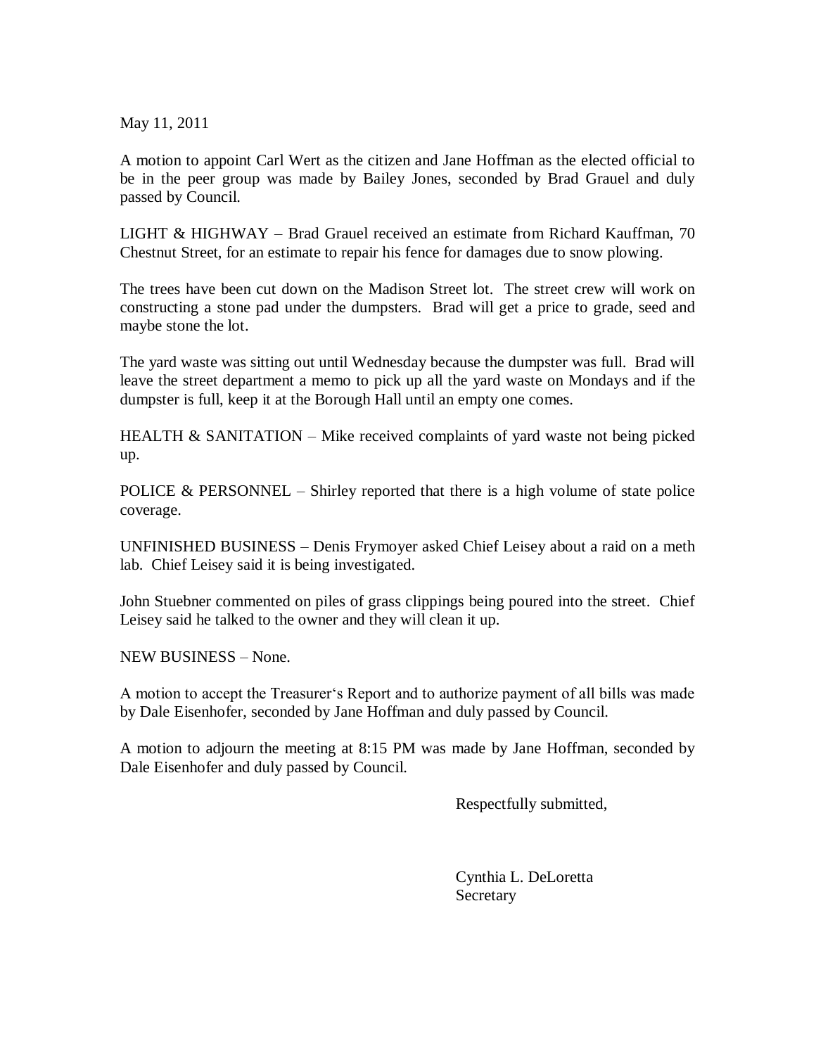May 11, 2011

A motion to appoint Carl Wert as the citizen and Jane Hoffman as the elected official to be in the peer group was made by Bailey Jones, seconded by Brad Grauel and duly passed by Council.

LIGHT & HIGHWAY – Brad Grauel received an estimate from Richard Kauffman, 70 Chestnut Street, for an estimate to repair his fence for damages due to snow plowing.

The trees have been cut down on the Madison Street lot. The street crew will work on constructing a stone pad under the dumpsters. Brad will get a price to grade, seed and maybe stone the lot.

The yard waste was sitting out until Wednesday because the dumpster was full. Brad will leave the street department a memo to pick up all the yard waste on Mondays and if the dumpster is full, keep it at the Borough Hall until an empty one comes.

HEALTH & SANITATION – Mike received complaints of yard waste not being picked up.

POLICE & PERSONNEL – Shirley reported that there is a high volume of state police coverage.

UNFINISHED BUSINESS – Denis Frymoyer asked Chief Leisey about a raid on a meth lab. Chief Leisey said it is being investigated.

John Stuebner commented on piles of grass clippings being poured into the street. Chief Leisey said he talked to the owner and they will clean it up.

NEW BUSINESS – None.

A motion to accept the Treasurer's Report and to authorize payment of all bills was made by Dale Eisenhofer, seconded by Jane Hoffman and duly passed by Council.

A motion to adjourn the meeting at 8:15 PM was made by Jane Hoffman, seconded by Dale Eisenhofer and duly passed by Council.

Respectfully submitted,

Cynthia L. DeLoretta
Secretary